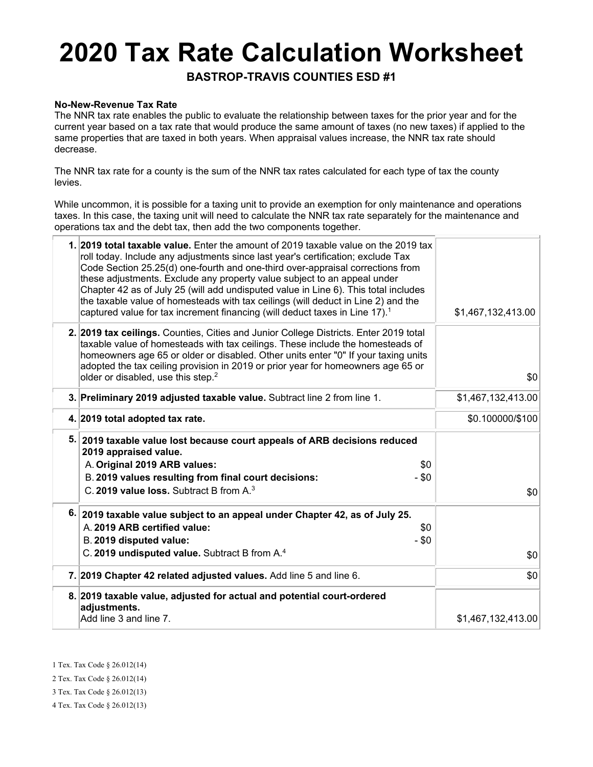# 2020 Tax Rate Calculation Worksheet

**BASTROP-TRAVIS COUNTIES ESD #1**

**No-New-Revenue Tax Rate**

The NNR tax rate enables the public to evaluate the relationship between taxes for the prior year and for the current year based on a tax rate that would produce the same amount of taxes (no new taxes) if applied to the same properties that are taxed in both years. When appraisal values increase, the NNR tax rate should decrease.

The NNR tax rate for a county is the sum of the NNR tax rates calculated for each type of tax the county levies.

While uncommon, it is possible for a taxing unit to provide an exemption for only maintenance and operations taxes. In this case, the taxing unit will need to calculate the NNR tax rate separately for the maintenance and operations tax and the debt tax, then add the two components together.

| | | |
|---|---|---|
| 1. | **2019 total taxable value.** Enter the amount of 2019 taxable value on the 2019 tax roll today. Include any adjustments since last year's certification; exclude Tax Code Section 25.25(d) one-fourth and one-third over-appraisal corrections from these adjustments. Exclude any property value subject to an appeal under Chapter 42 as of July 25 (will add undisputed value in Line 6). This total includes the taxable value of homesteads with tax ceilings (will deduct in Line 2) and the captured value for tax increment financing (will deduct taxes in Line 17).[1] | $1,467,132,413.00 |
| 2. | **2019 tax ceilings.** Counties, Cities and Junior College Districts. Enter 2019 total taxable value of homesteads with tax ceilings. These include the homesteads of homeowners age 65 or older or disabled. Other units enter "0" If your taxing units adopted the tax ceiling provision in 2019 or prior year for homeowners age 65 or older or disabled, use this step.[2] | $0 |
| 3. | **Preliminary 2019 adjusted taxable value.** Subtract line 2 from line 1. | $1,467,132,413.00 |
| 4. | **2019 total adopted tax rate.** | $0.100000/$100 |
| 5. | **2019 taxable value lost because court appeals of ARB decisions reduced 2019 appraised value.**<br>A. **Original 2019 ARB values:** $0<br>B. **2019 values resulting from final court decisions:** - $0<br>C. **2019 value loss.** Subtract B from A.[3] | $0 |
| 6. | **2019 taxable value subject to an appeal under Chapter 42, as of July 25.**<br>A. **2019 ARB certified value:** $0<br>B. **2019 disputed value:** - $0<br>C. **2019 undisputed value.** Subtract B from A.[4] | $0 |
| 7. | **2019 Chapter 42 related adjusted values.** Add line 5 and line 6. | $0 |
| 8. | **2019 taxable value, adjusted for actual and potential court-ordered adjustments.**<br>Add line 3 and line 7. | $1,467,132,413.00 |

1 Tex. Tax Code § 26.012(14)

2 Tex. Tax Code § 26.012(14)

3 Tex. Tax Code § 26.012(13)

4 Tex. Tax Code § 26.012(13)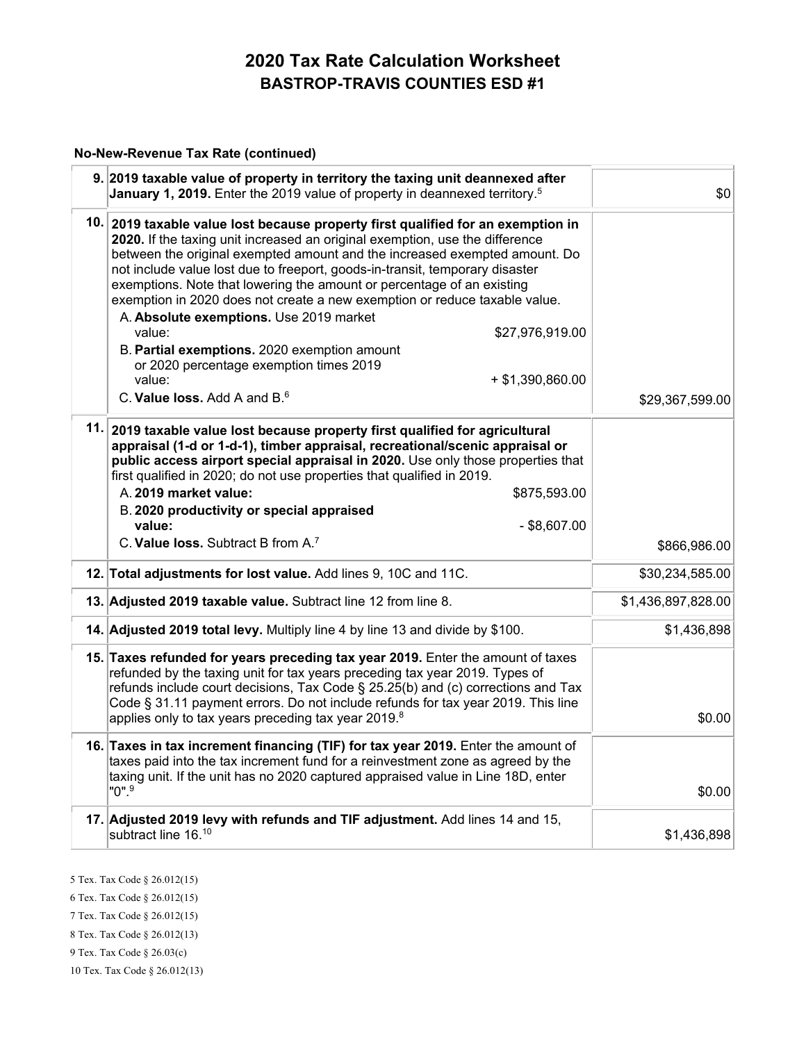# 2020 Tax Rate Calculation Worksheet
## BASTROP-TRAVIS COUNTIES ESD #1

**No-New-Revenue Tax Rate (continued)**

| Line | Description | Amount |
|---|---|---|
| 9. | **2019 taxable value of property in territory the taxing unit deannexed after January 1, 2019.** Enter the 2019 value of property in deannexed territory.[5] | $0 |
| 10. | **2019 taxable value lost because property first qualified for an exemption in 2020.** If the taxing unit increased an original exemption, use the difference between the original exempted amount and the increased exempted amount. Do not include value lost due to freeport, goods-in-transit, temporary disaster exemptions. Note that lowering the amount or percentage of an existing exemption in 2020 does not create a new exemption or reduce taxable value.<br>A. **Absolute exemptions.** Use 2019 market value: $27,976,919.00<br>B. **Partial exemptions.** 2020 exemption amount or 2020 percentage exemption times 2019 value: + $1,390,860.00<br>C. **Value loss.** Add A and B.[6] | $29,367,599.00 |
| 11. | **2019 taxable value lost because property first qualified for agricultural appraisal (1-d or 1-d-1), timber appraisal, recreational/scenic appraisal or public access airport special appraisal in 2020.** Use only those properties that first qualified in 2020; do not use properties that qualified in 2019.<br>A. **2019 market value:** $875,593.00<br>B. **2020 productivity or special appraised value:** - $8,607.00<br>C. **Value loss.** Subtract B from A.[7] | $866,986.00 |
| 12. | **Total adjustments for lost value.** Add lines 9, 10C and 11C. | $30,234,585.00 |
| 13. | **Adjusted 2019 taxable value.** Subtract line 12 from line 8. | $1,436,897,828.00 |
| 14. | **Adjusted 2019 total levy.** Multiply line 4 by line 13 and divide by $100. | $1,436,898 |
| 15. | **Taxes refunded for years preceding tax year 2019.** Enter the amount of taxes refunded by the taxing unit for tax years preceding tax year 2019. Types of refunds include court decisions, Tax Code § 25.25(b) and (c) corrections and Tax Code § 31.11 payment errors. Do not include refunds for tax year 2019. This line applies only to tax years preceding tax year 2019.[8] | $0.00 |
| 16. | **Taxes in tax increment financing (TIF) for tax year 2019.** Enter the amount of taxes paid into the tax increment fund for a reinvestment zone as agreed by the taxing unit. If the unit has no 2020 captured appraised value in Line 18D, enter "0".[9] | $0.00 |
| 17. | **Adjusted 2019 levy with refunds and TIF adjustment.** Add lines 14 and 15, subtract line 16.[10] | $1,436,898 |

5 Tex. Tax Code § 26.012(15)

6 Tex. Tax Code § 26.012(15)

7 Tex. Tax Code § 26.012(15)

8 Tex. Tax Code § 26.012(13)

9 Tex. Tax Code § 26.03(c)

10 Tex. Tax Code § 26.012(13)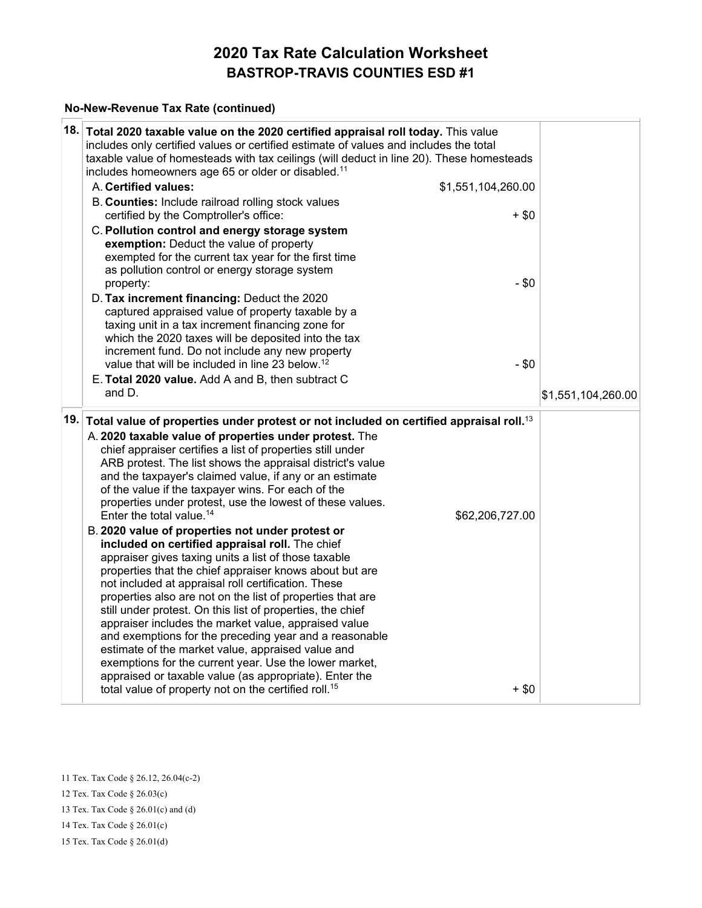# 2020 Tax Rate Calculation Worksheet

## BASTROP-TRAVIS COUNTIES ESD #1

### No-New-Revenue Tax Rate (continued)

| Line | Description | Amount | Total |
|---|---|---|---|
| 18. | **Total 2020 taxable value on the 2020 certified appraisal roll today.** This value includes only certified values or certified estimate of values and includes the total taxable value of homesteads with tax ceilings (will deduct in line 20). These homesteads includes homeowners age 65 or older or disabled.[11] | | |
| | A. **Certified values:** | $1,551,104,260.00 | |
| | B. **Counties:** Include railroad rolling stock values certified by the Comptroller's office: | + $0 | |
| | C. **Pollution control and energy storage system exemption:** Deduct the value of property exempted for the current tax year for the first time as pollution control or energy storage system property: | - $0 | |
| | D. **Tax increment financing:** Deduct the 2020 captured appraised value of property taxable by a taxing unit in a tax increment financing zone for which the 2020 taxes will be deposited into the tax increment fund. Do not include any new property value that will be included in line 23 below.[12] | - $0 | |
| | E. **Total 2020 value.** Add A and B, then subtract C and D. | | $1,551,104,260.00 |
| 19. | **Total value of properties under protest or not included on certified appraisal roll.**[13] | | |
| | A. **2020 taxable value of properties under protest.** The chief appraiser certifies a list of properties still under ARB protest. The list shows the appraisal district's value and the taxpayer's claimed value, if any or an estimate of the value if the taxpayer wins. For each of the properties under protest, use the lowest of these values. Enter the total value.[14] | $62,206,727.00 | |
| | B. **2020 value of properties not under protest or included on certified appraisal roll.** The chief appraiser gives taxing units a list of those taxable properties that the chief appraiser knows about but are not included at appraisal roll certification. These properties also are not on the list of properties that are still under protest. On this list of properties, the chief appraiser includes the market value, appraised value and exemptions for the preceding year and a reasonable estimate of the market value, appraised value and exemptions for the current year. Use the lower market, appraised or taxable value (as appropriate). Enter the total value of property not on the certified roll.[15] | + $0 | |

11 Tex. Tax Code § 26.12, 26.04(c-2)

12 Tex. Tax Code § 26.03(c)

13 Tex. Tax Code § 26.01(c) and (d)

14 Tex. Tax Code § 26.01(c)

15 Tex. Tax Code § 26.01(d)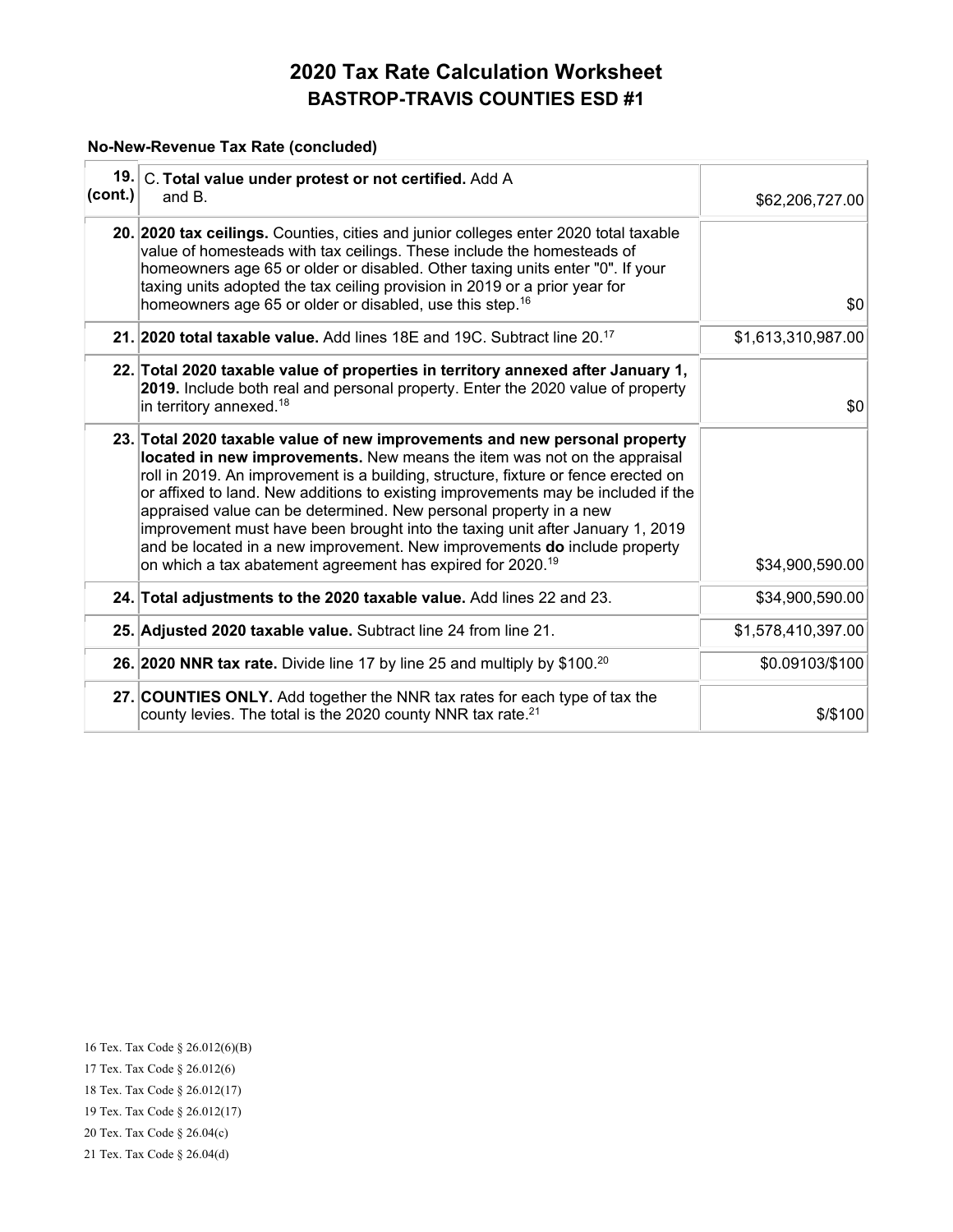# 2020 Tax Rate Calculation Worksheet
## BASTROP-TRAVIS COUNTIES ESD #1

**No-New-Revenue Tax Rate (concluded)**

| | | |
|---|---|---|
| **19. (cont.)** | C. **Total value under protest or not certified.** Add A and B. | $62,206,727.00 |
| **20.** | **2020 tax ceilings.** Counties, cities and junior colleges enter 2020 total taxable value of homesteads with tax ceilings. These include the homesteads of homeowners age 65 or older or disabled. Other taxing units enter "0". If your taxing units adopted the tax ceiling provision in 2019 or a prior year for homeowners age 65 or older or disabled, use this step.[16] | $0 |
| **21.** | **2020 total taxable value.** Add lines 18E and 19C. Subtract line 20.[17] | $1,613,310,987.00 |
| **22.** | **Total 2020 taxable value of properties in territory annexed after January 1, 2019.** Include both real and personal property. Enter the 2020 value of property in territory annexed.[18] | $0 |
| **23.** | **Total 2020 taxable value of new improvements and new personal property located in new improvements.** New means the item was not on the appraisal roll in 2019. An improvement is a building, structure, fixture or fence erected on or affixed to land. New additions to existing improvements may be included if the appraised value can be determined. New personal property in a new improvement must have been brought into the taxing unit after January 1, 2019 and be located in a new improvement. New improvements **do** include property on which a tax abatement agreement has expired for 2020.[19] | $34,900,590.00 |
| **24.** | **Total adjustments to the 2020 taxable value.** Add lines 22 and 23. | $34,900,590.00 |
| **25.** | **Adjusted 2020 taxable value.** Subtract line 24 from line 21. | $1,578,410,397.00 |
| **26.** | **2020 NNR tax rate.** Divide line 17 by line 25 and multiply by $100.[20] | $0.09103/$100 |
| **27.** | **COUNTIES ONLY.** Add together the NNR tax rates for each type of tax the county levies. The total is the 2020 county NNR tax rate.[21] | $/$100 |

16 Tex. Tax Code § 26.012(6)(B)

17 Tex. Tax Code § 26.012(6)

18 Tex. Tax Code § 26.012(17)

19 Tex. Tax Code § 26.012(17)

20 Tex. Tax Code § 26.04(c)

21 Tex. Tax Code § 26.04(d)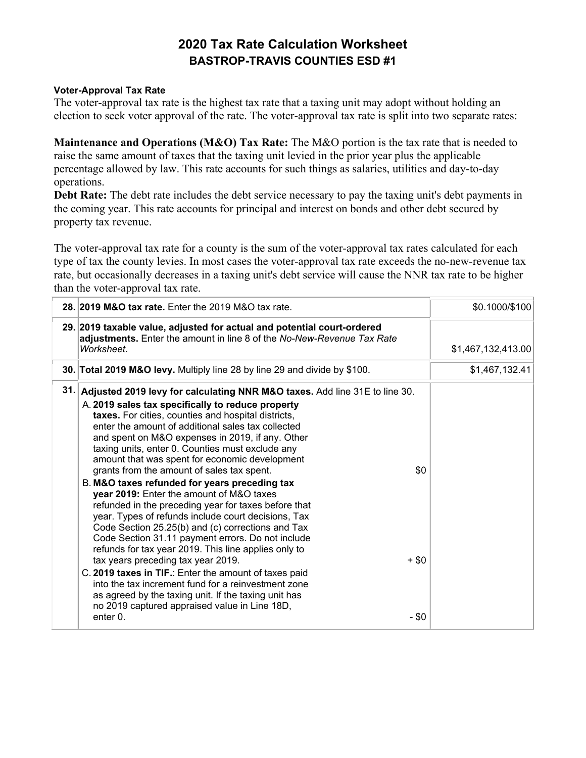# 2020 Tax Rate Calculation Worksheet

## BASTROP-TRAVIS COUNTIES ESD #1

#### Voter-Approval Tax Rate

The voter-approval tax rate is the highest tax rate that a taxing unit may adopt without holding an election to seek voter approval of the rate. The voter-approval tax rate is split into two separate rates:

**Maintenance and Operations (M&O) Tax Rate:** The M&O portion is the tax rate that is needed to raise the same amount of taxes that the taxing unit levied in the prior year plus the applicable percentage allowed by law. This rate accounts for such things as salaries, utilities and day-to-day operations.

**Debt Rate:** The debt rate includes the debt service necessary to pay the taxing unit's debt payments in the coming year. This rate accounts for principal and interest on bonds and other debt secured by property tax revenue.

The voter-approval tax rate for a county is the sum of the voter-approval tax rates calculated for each type of tax the county levies. In most cases the voter-approval tax rate exceeds the no-new-revenue tax rate, but occasionally decreases in a taxing unit's debt service will cause the NNR tax rate to be higher than the voter-approval tax rate.

| | | | |
|---|---|---|---|
| **28.** | **2019 M&O tax rate.** Enter the 2019 M&O tax rate. | | $0.1000/$100 |
| **29.** | **2019 taxable value, adjusted for actual and potential court-ordered adjustments.** Enter the amount in line 8 of the *No-New-Revenue Tax Rate Worksheet*. | | $1,467,132,413.00 |
| **30.** | **Total 2019 M&O levy.** Multiply line 28 by line 29 and divide by $100. | | $1,467,132.41 |
| **31.** | **Adjusted 2019 levy for calculating NNR M&O taxes.** Add line 31E to line 30. | | |
| | A. **2019 sales tax specifically to reduce property taxes.** For cities, counties and hospital districts, enter the amount of additional sales tax collected and spent on M&O expenses in 2019, if any. Other taxing units, enter 0. Counties must exclude any amount that was spent for economic development grants from the amount of sales tax spent. | $0 | |
| | B. **M&O taxes refunded for years preceding tax year 2019:** Enter the amount of M&O taxes refunded in the preceding year for taxes before that year. Types of refunds include court decisions, Tax Code Section 25.25(b) and (c) corrections and Tax Code Section 31.11 payment errors. Do not include refunds for tax year 2019. This line applies only to tax years preceding tax year 2019. | + $0 | |
| | C. **2019 taxes in TIF.**: Enter the amount of taxes paid into the tax increment fund for a reinvestment zone as agreed by the taxing unit. If the taxing unit has no 2019 captured appraised value in Line 18D, enter 0. | - $0 | |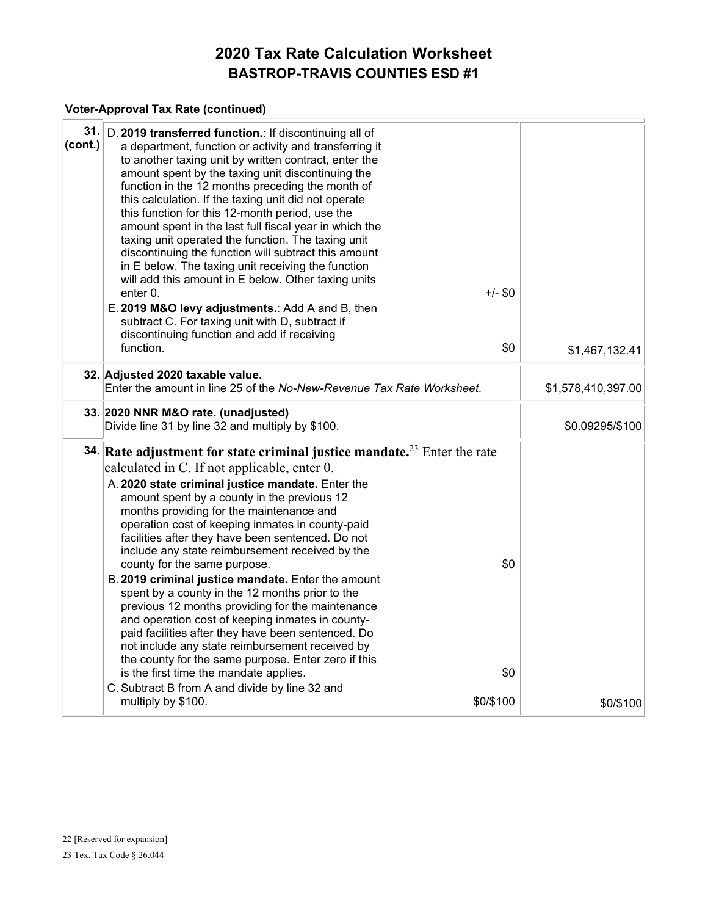# 2020 Tax Rate Calculation Worksheet

## BASTROP-TRAVIS COUNTIES ESD #1

### Voter-Approval Tax Rate (continued)

| Line | Description | | Amount |
|---|---|---|---|
| 31. (cont.) | D. **2019 transferred function.**: If discontinuing all of a department, function or activity and transferring it to another taxing unit by written contract, enter the amount spent by the taxing unit discontinuing the function in the 12 months preceding the month of this calculation. If the taxing unit did not operate this function for this 12-month period, use the amount spent in the last full fiscal year in which the taxing unit operated the function. The taxing unit discontinuing the function will subtract this amount in E below. The taxing unit receiving the function will add this amount in E below. Other taxing units enter 0. | +/- $0 | |
| | E. **2019 M&O levy adjustments.**: Add A and B, then subtract C. For taxing unit with D, subtract if discontinuing function and add if receiving function. | $0 | $1,467,132.41 |
| 32. | **Adjusted 2020 taxable value.** Enter the amount in line 25 of the *No-New-Revenue Tax Rate Worksheet.* | | $1,578,410,397.00 |
| 33. | **2020 NNR M&O rate. (unadjusted)** Divide line 31 by line 32 and multiply by $100. | | $0.09295/$100 |
| 34. | **Rate adjustment for state criminal justice mandate.**[23] Enter the rate calculated in C. If not applicable, enter 0. | | |
| | A. **2020 state criminal justice mandate.** Enter the amount spent by a county in the previous 12 months providing for the maintenance and operation cost of keeping inmates in county-paid facilities after they have been sentenced. Do not include any state reimbursement received by the county for the same purpose. | $0 | |
| | B. **2019 criminal justice mandate.** Enter the amount spent by a county in the 12 months prior to the previous 12 months providing for the maintenance and operation cost of keeping inmates in county-paid facilities after they have been sentenced. Do not include any state reimbursement received by the county for the same purpose. Enter zero if this is the first time the mandate applies. | $0 | |
| | C. Subtract B from A and divide by line 32 and multiply by $100. | $0/$100 | $0/$100 |

22 [Reserved for expansion]

23 Tex. Tax Code § 26.044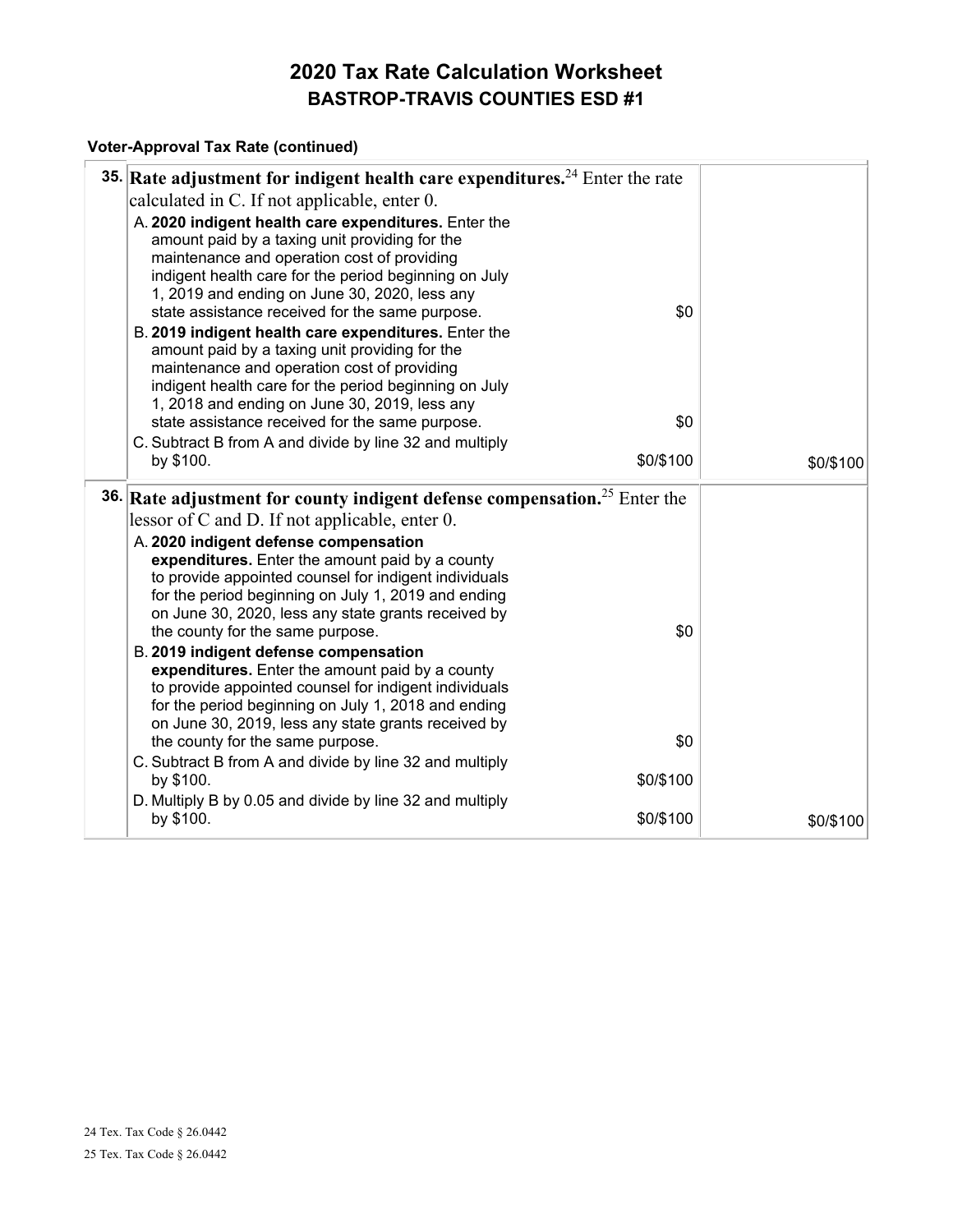# 2020 Tax Rate Calculation Worksheet

## BASTROP-TRAVIS COUNTIES ESD #1

### Voter-Approval Tax Rate (continued)

| Line | Description | | Amount |
|---|---|---|---|
| 35. | **Rate adjustment for indigent health care expenditures.**[24] Enter the rate calculated in C. If not applicable, enter 0. | | |
| | A. **2020 indigent health care expenditures.** Enter the amount paid by a taxing unit providing for the maintenance and operation cost of providing indigent health care for the period beginning on July 1, 2019 and ending on June 30, 2020, less any state assistance received for the same purpose. | $0 | |
| | B. **2019 indigent health care expenditures.** Enter the amount paid by a taxing unit providing for the maintenance and operation cost of providing indigent health care for the period beginning on July 1, 2018 and ending on June 30, 2019, less any state assistance received for the same purpose. | $0 | |
| | C. Subtract B from A and divide by line 32 and multiply by $100. | $0/$100 | $0/$100 |
| 36. | **Rate adjustment for county indigent defense compensation.**[25] Enter the lessor of C and D. If not applicable, enter 0. | | |
| | A. **2020 indigent defense compensation expenditures.** Enter the amount paid by a county to provide appointed counsel for indigent individuals for the period beginning on July 1, 2019 and ending on June 30, 2020, less any state grants received by the county for the same purpose. | $0 | |
| | B. **2019 indigent defense compensation expenditures.** Enter the amount paid by a county to provide appointed counsel for indigent individuals for the period beginning on July 1, 2018 and ending on June 30, 2019, less any state grants received by the county for the same purpose. | $0 | |
| | C. Subtract B from A and divide by line 32 and multiply by $100. | $0/$100 | |
| | D. Multiply B by 0.05 and divide by line 32 and multiply by $100. | $0/$100 | $0/$100 |

24 Tex. Tax Code § 26.0442

25 Tex. Tax Code § 26.0442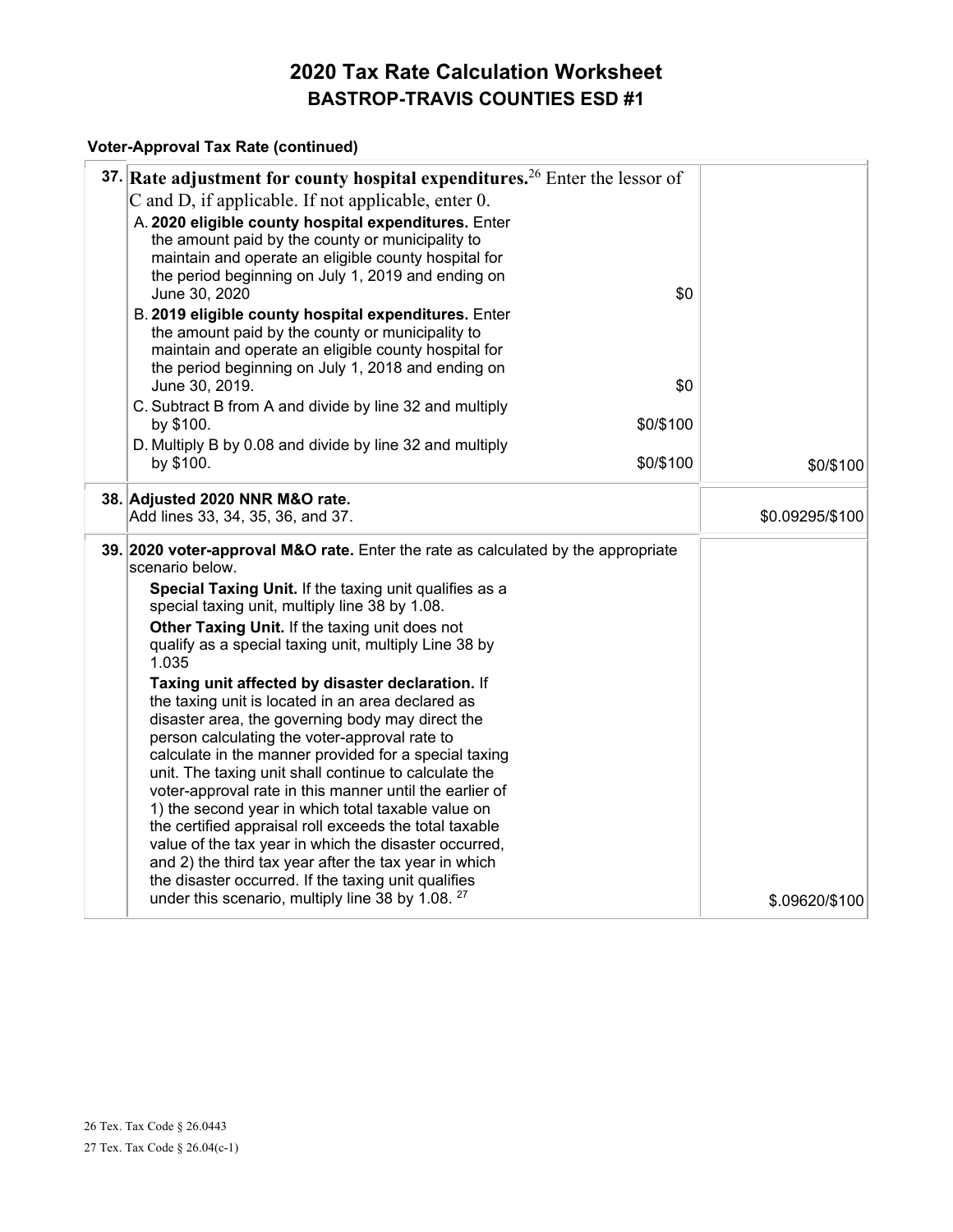# 2020 Tax Rate Calculation Worksheet

## BASTROP-TRAVIS COUNTIES ESD #1

### Voter-Approval Tax Rate (continued)

| Line | Description | Amount |
|---|---|---|
| 37. | **Rate adjustment for county hospital expenditures.**[26] Enter the lessor of C and D, if applicable. If not applicable, enter 0.<br>A. **2020 eligible county hospital expenditures.** Enter the amount paid by the county or municipality to maintain and operate an eligible county hospital for the period beginning on July 1, 2019 and ending on June 30, 2020 — $0<br>B. **2019 eligible county hospital expenditures.** Enter the amount paid by the county or municipality to maintain and operate an eligible county hospital for the period beginning on July 1, 2018 and ending on June 30, 2019. — $0<br>C. Subtract B from A and divide by line 32 and multiply by $100. — $0/$100<br>D. Multiply B by 0.08 and divide by line 32 and multiply by $100. — $0/$100 | $0/$100 |
| 38. | **Adjusted 2020 NNR M&O rate.**<br>Add lines 33, 34, 35, 36, and 37. | $0.09295/$100 |
| 39. | **2020 voter-approval M&O rate.** Enter the rate as calculated by the appropriate scenario below.<br>**Special Taxing Unit.** If the taxing unit qualifies as a special taxing unit, multiply line 38 by 1.08.<br>**Other Taxing Unit.** If the taxing unit does not qualify as a special taxing unit, multiply Line 38 by 1.035<br>**Taxing unit affected by disaster declaration.** If the taxing unit is located in an area declared as disaster area, the governing body may direct the person calculating the voter-approval rate to calculate in the manner provided for a special taxing unit. The taxing unit shall continue to calculate the voter-approval rate in this manner until the earlier of 1) the second year in which total taxable value on the certified appraisal roll exceeds the total taxable value of the tax year in which the disaster occurred, and 2) the third tax year after the tax year in which the disaster occurred. If the taxing unit qualifies under this scenario, multiply line 38 by 1.08. [27] | $.09620/$100 |

26 Tex. Tax Code § 26.0443

27 Tex. Tax Code § 26.04(c-1)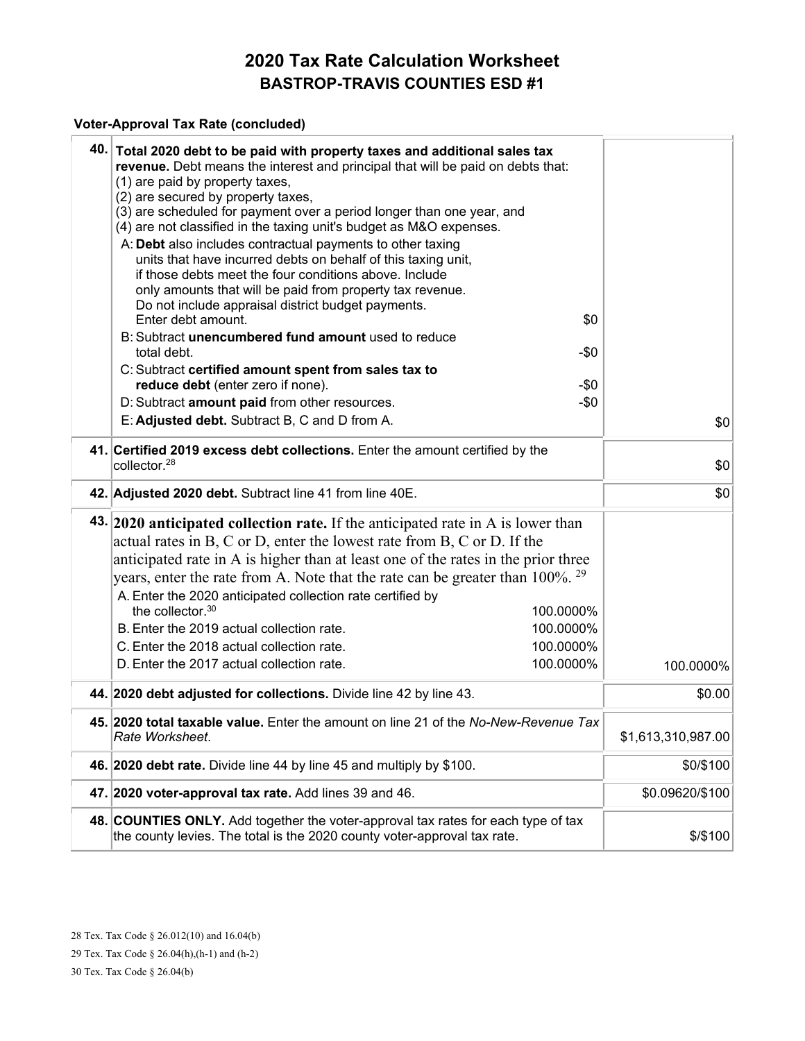# 2020 Tax Rate Calculation Worksheet
## BASTROP-TRAVIS COUNTIES ESD #1

### Voter-Approval Tax Rate (concluded)

| Line | Description | Amount |
|---|---|---|
| 40. | **Total 2020 debt to be paid with property taxes and additional sales tax revenue.** Debt means the interest and principal that will be paid on debts that:<br>(1) are paid by property taxes,<br>(2) are secured by property taxes,<br>(3) are scheduled for payment over a period longer than one year, and<br>(4) are not classified in the taxing unit's budget as M&O expenses.<br>A: **Debt** also includes contractual payments to other taxing units that have incurred debts on behalf of this taxing unit, if those debts meet the four conditions above. Include only amounts that will be paid from property tax revenue. Do not include appraisal district budget payments. Enter debt amount. $0<br>B: Subtract **unencumbered fund amount** used to reduce total debt. -$0<br>C: Subtract **certified amount spent from sales tax to reduce debt** (enter zero if none). -$0<br>D: Subtract **amount paid** from other resources. -$0<br>E: **Adjusted debt.** Subtract B, C and D from A. | $0 |
| 41. | **Certified 2019 excess debt collections.** Enter the amount certified by the collector.[28] | $0 |
| 42. | **Adjusted 2020 debt.** Subtract line 41 from line 40E. | $0 |
| 43. | **2020 anticipated collection rate.** If the anticipated rate in A is lower than actual rates in B, C or D, enter the lowest rate from B, C or D. If the anticipated rate in A is higher than at least one of the rates in the prior three years, enter the rate from A. Note that the rate can be greater than 100%.[29]<br>A. Enter the 2020 anticipated collection rate certified by the collector.[30] 100.0000%<br>B. Enter the 2019 actual collection rate. 100.0000%<br>C. Enter the 2018 actual collection rate. 100.0000%<br>D. Enter the 2017 actual collection rate. 100.0000% | 100.0000% |
| 44. | **2020 debt adjusted for collections.** Divide line 42 by line 43. | $0.00 |
| 45. | **2020 total taxable value.** Enter the amount on line 21 of the *No-New-Revenue Tax Rate Worksheet*. | $1,613,310,987.00 |
| 46. | **2020 debt rate.** Divide line 44 by line 45 and multiply by $100. | $0/$100 |
| 47. | **2020 voter-approval tax rate.** Add lines 39 and 46. | $0.09620/$100 |
| 48. | **COUNTIES ONLY.** Add together the voter-approval tax rates for each type of tax the county levies. The total is the 2020 county voter-approval tax rate. | $/$100 |

28 Tex. Tax Code § 26.012(10) and 16.04(b)

29 Tex. Tax Code § 26.04(h),(h-1) and (h-2)

30 Tex. Tax Code § 26.04(b)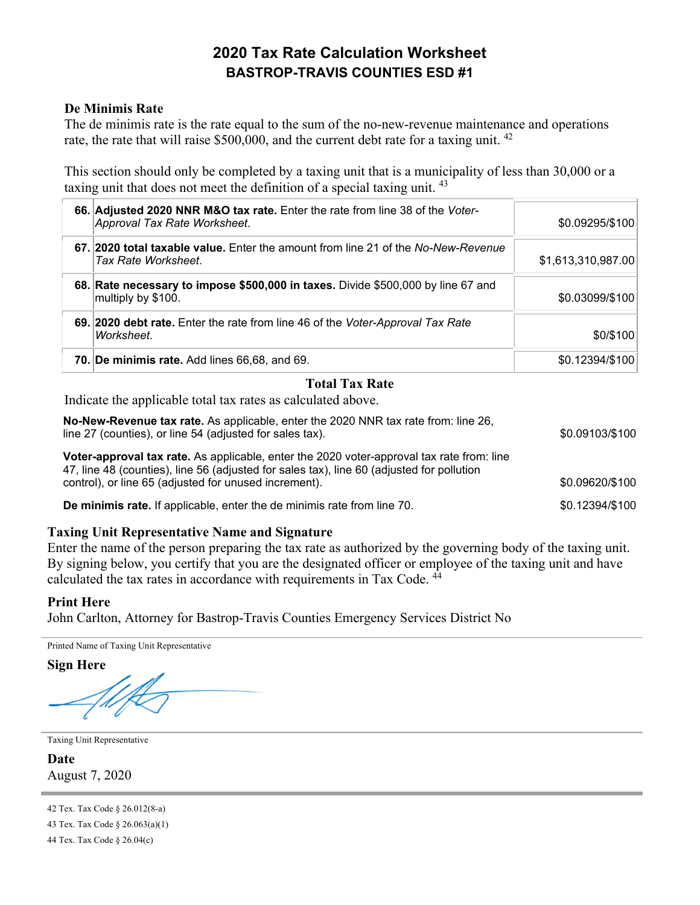# 2020 Tax Rate Calculation Worksheet
## BASTROP-TRAVIS COUNTIES ESD #1

### De Minimis Rate

The de minimis rate is the rate equal to the sum of the no-new-revenue maintenance and operations rate, the rate that will raise $500,000, and the current debt rate for a taxing unit. [42]

This section should only be completed by a taxing unit that is a municipality of less than 30,000 or a taxing unit that does not meet the definition of a special taxing unit. [43]

| | | |
|---|---|---|
| 66. | **Adjusted 2020 NNR M&O tax rate.** Enter the rate from line 38 of the *Voter-Approval Tax Rate Worksheet*. | $0.09295/$100 |
| 67. | **2020 total taxable value.** Enter the amount from line 21 of the *No-New-Revenue Tax Rate Worksheet*. | $1,613,310,987.00 |
| 68. | **Rate necessary to impose $500,000 in taxes.** Divide $500,000 by line 67 and multiply by $100. | $0.03099/$100 |
| 69. | **2020 debt rate.** Enter the rate from line 46 of the *Voter-Approval Tax Rate Worksheet*. | $0/$100 |
| 70. | **De minimis rate.** Add lines 66,68, and 69. | $0.12394/$100 |

### Total Tax Rate

Indicate the applicable total tax rates as calculated above.

| | |
|---|---|
| **No-New-Revenue tax rate.** As applicable, enter the 2020 NNR tax rate from: line 26, line 27 (counties), or line 54 (adjusted for sales tax). | $0.09103/$100 |
| **Voter-approval tax rate.** As applicable, enter the 2020 voter-approval tax rate from: line 47, line 48 (counties), line 56 (adjusted for sales tax), line 60 (adjusted for pollution control), or line 65 (adjusted for unused increment). | $0.09620/$100 |
| **De minimis rate.** If applicable, enter the de minimis rate from line 70. | $0.12394/$100 |

### Taxing Unit Representative Name and Signature

Enter the name of the person preparing the tax rate as authorized by the governing body of the taxing unit. By signing below, you certify that you are the designated officer or employee of the taxing unit and have calculated the tax rates in accordance with requirements in Tax Code. [44]

**Print Here**

John Carlton, Attorney for Bastrop-Travis Counties Emergency Services District No

Printed Name of Taxing Unit Representative

**Sign Here**

Taxing Unit Representative

**Date**

August 7, 2020

42 Tex. Tax Code § 26.012(8-a)

43 Tex. Tax Code § 26.063(a)(1)

44 Tex. Tax Code § 26.04(c)